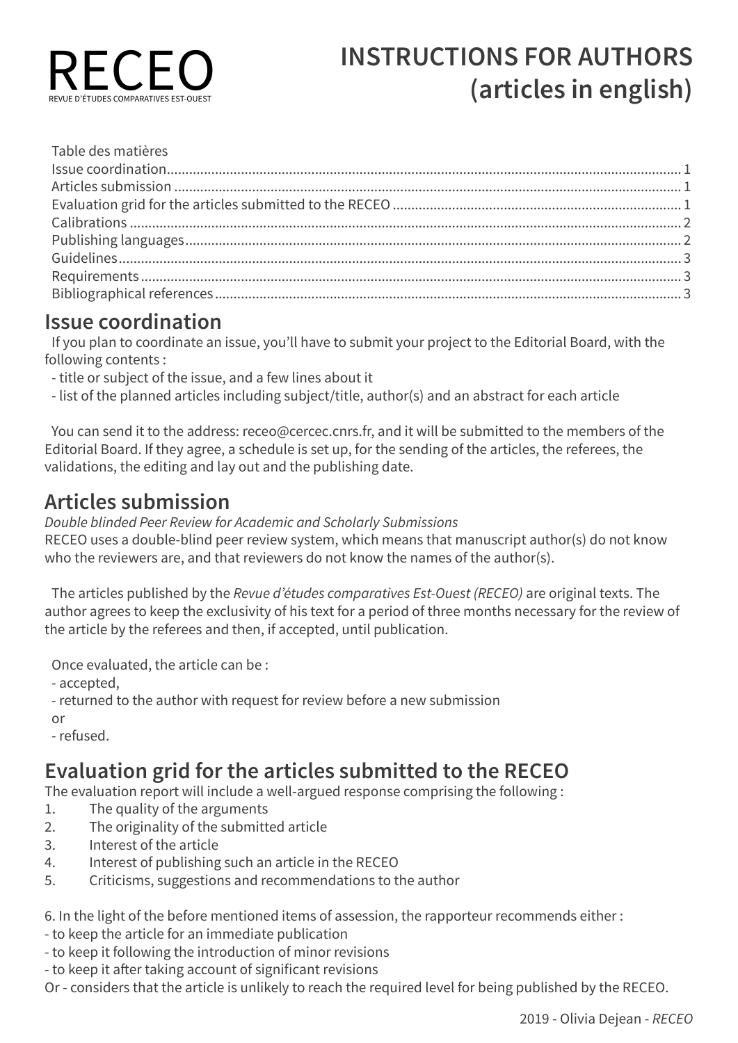RECEO

REVUE D'ÉTUDES COMPARATIVES EST-OUEST

# INSTRUCTIONS FOR AUTHORS (articles in english)

Table des matières

Issue coordination............................................................ 1
Articles submission............................................................ 1
Evaluation grid for the articles submitted to the RECEO............................................................ 1
Calibrations............................................................ 2
Publishing languages............................................................ 2
Guidelines............................................................ 3
Requirements............................................................ 3
Bibliographical references............................................................ 3

## Issue coordination

If you plan to coordinate an issue, you'll have to submit your project to the Editorial Board, with the following contents :

- title or subject of the issue, and a few lines about it
- list of the planned articles including subject/title, author(s) and an abstract for each article

You can send it to the address: receo@cercec.cnrs.fr, and it will be submitted to the members of the Editorial Board. If they agree, a schedule is set up, for the sending of the articles, the referees, the validations, the editing and lay out and the publishing date.

## Articles submission

*Double blinded Peer Review for Academic and Scholarly Submissions*

RECEO uses a double-blind peer review system, which means that manuscript author(s) do not know who the reviewers are, and that reviewers do not know the names of the author(s).

The articles published by the *Revue d'études comparatives Est-Ouest (RECEO)* are original texts. The author agrees to keep the exclusivity of his text for a period of three months necessary for the review of the article by the referees and then, if accepted, until publication.

Once evaluated, the article can be :

- accepted,
- returned to the author with request for review before a new submission

or

- refused.

## Evaluation grid for the articles submitted to the RECEO

The evaluation report will include a well-argued response comprising the following :

1. The quality of the arguments
2. The originality of the submitted article
3. Interest of the article
4. Interest of publishing such an article in the RECEO
5. Criticisms, suggestions and recommendations to the author

6. In the light of the before mentioned items of assession, the rapporteur recommends either :

- to keep the article for an immediate publication
- to keep it following the introduction of minor revisions
- to keep it after taking account of significant revisions

Or - considers that the article is unlikely to reach the required level for being published by the RECEO.

2019 - Olivia Dejean - *RECEO*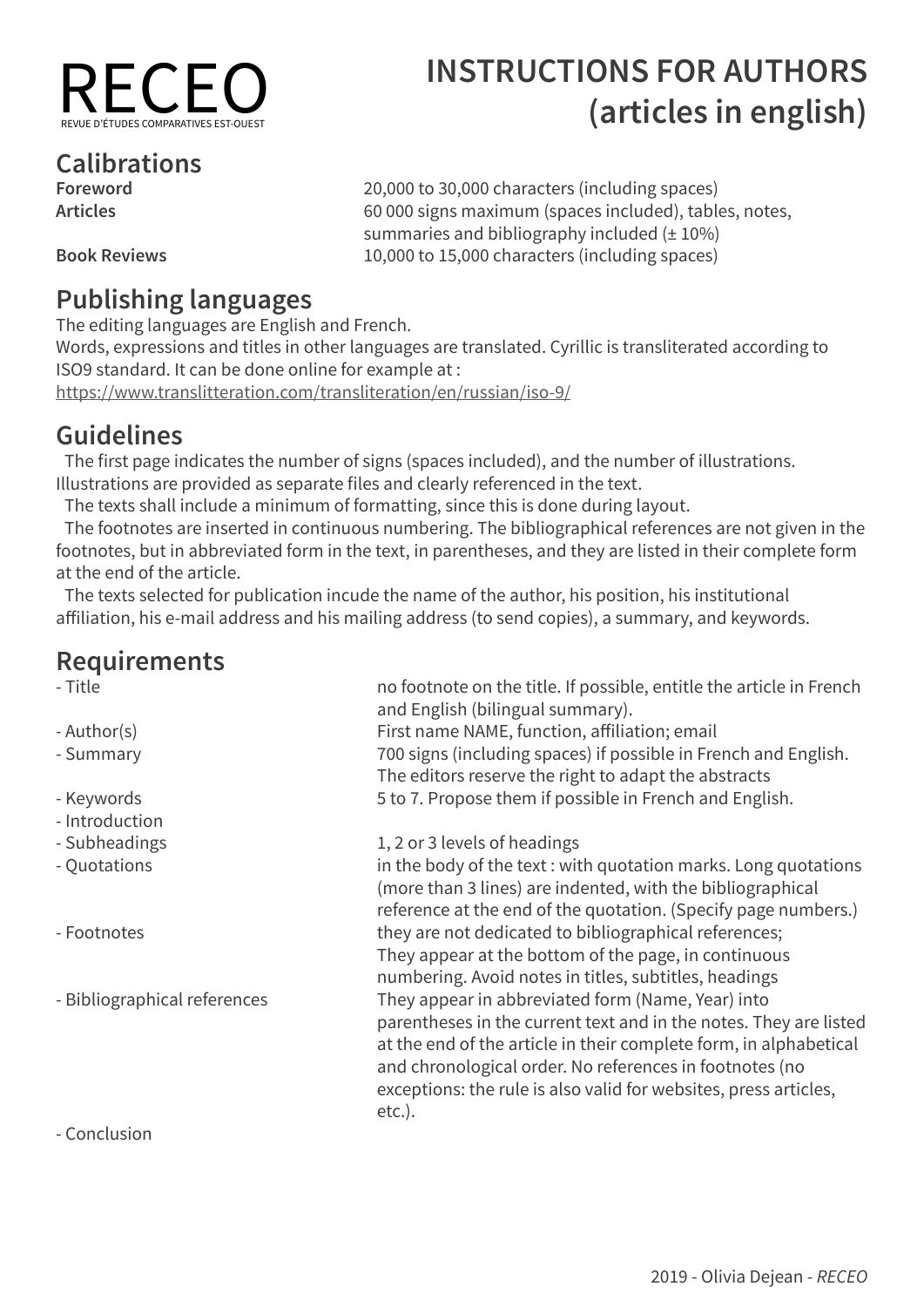# RECEO

REVUE D'ÉTUDES COMPARATIVES EST-OUEST

# INSTRUCTIONS FOR AUTHORS (articles in english)

## Calibrations

| | |
|---|---|
| **Foreword** | 20,000 to 30,000 characters (including spaces) |
| **Articles** | 60 000 signs maximum (spaces included), tables, notes, summaries and bibliography included (± 10%) |
| **Book Reviews** | 10,000 to 15,000 characters (including spaces) |

## Publishing languages

The editing languages are English and French.
Words, expressions and titles in other languages are translated. Cyrillic is transliterated according to ISO9 standard. It can be done online for example at :
https://www.translitteration.com/transliteration/en/russian/iso-9/

## Guidelines

The first page indicates the number of signs (spaces included), and the number of illustrations. Illustrations are provided as separate files and clearly referenced in the text.

The texts shall include a minimum of formatting, since this is done during layout.

The footnotes are inserted in continuous numbering. The bibliographical references are not given in the footnotes, but in abbreviated form in the text, in parentheses, and they are listed in their complete form at the end of the article.

The texts selected for publication incude the name of the author, his position, his institutional affiliation, his e-mail address and his mailing address (to send copies), a summary, and keywords.

## Requirements

| | |
|---|---|
| - Title | no footnote on the title. If possible, entitle the article in French and English (bilingual summary). |
| - Author(s) | First name NAME, function, affiliation; email |
| - Summary | 700 signs (including spaces) if possible in French and English. The editors reserve the right to adapt the abstracts |
| - Keywords | 5 to 7. Propose them if possible in French and English. |
| - Introduction | |
| - Subheadings | 1, 2 or 3 levels of headings |
| - Quotations | in the body of the text : with quotation marks. Long quotations (more than 3 lines) are indented, with the bibliographical reference at the end of the quotation. (Specify page numbers.) |
| - Footnotes | they are not dedicated to bibliographical references; They appear at the bottom of the page, in continuous numbering. Avoid notes in titles, subtitles, headings |
| - Bibliographical references | They appear in abbreviated form (Name, Year) into parentheses in the current text and in the notes. They are listed at the end of the article in their complete form, in alphabetical and chronological order. No references in footnotes (no exceptions: the rule is also valid for websites, press articles, etc.). |
| - Conclusion | |

2019 - Olivia Dejean - *RECEO*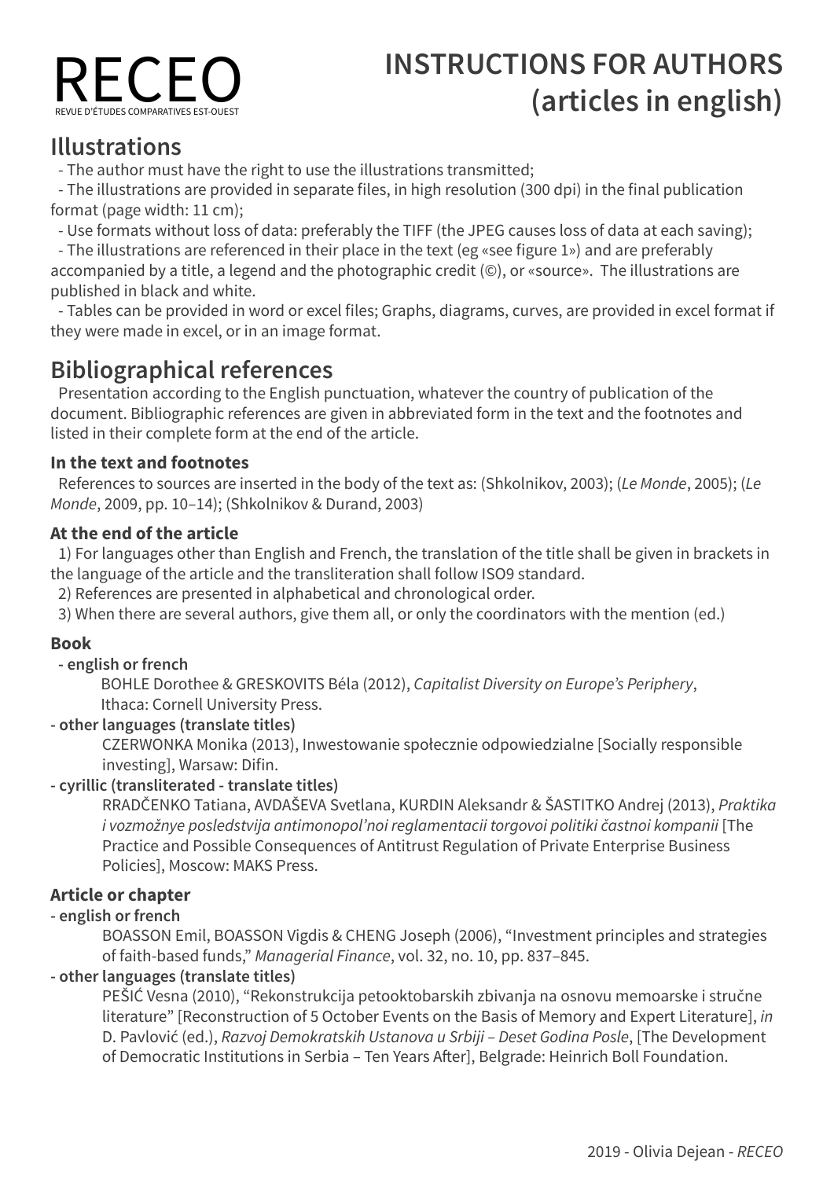# RECEO

REVUE D'ÉTUDES COMPARATIVES EST-OUEST

# INSTRUCTIONS FOR AUTHORS (articles in english)

## Illustrations

- The author must have the right to use the illustrations transmitted;
- The illustrations are provided in separate files, in high resolution (300 dpi) in the final publication format (page width: 11 cm);
- Use formats without loss of data: preferably the TIFF (the JPEG causes loss of data at each saving);
- The illustrations are referenced in their place in the text (eg «see figure 1») and are preferably accompanied by a title, a legend and the photographic credit (©), or «source». The illustrations are published in black and white.
- Tables can be provided in word or excel files; Graphs, diagrams, curves, are provided in excel format if they were made in excel, or in an image format.

## Bibliographical references

Presentation according to the English punctuation, whatever the country of publication of the document. Bibliographic references are given in abbreviated form in the text and the footnotes and listed in their complete form at the end of the article.

### In the text and footnotes

References to sources are inserted in the body of the text as: (Shkolnikov, 2003); (*Le Monde*, 2005); (*Le Monde*, 2009, pp. 10–14); (Shkolnikov & Durand, 2003)

### At the end of the article

1) For languages other than English and French, the translation of the title shall be given in brackets in the language of the article and the transliteration shall follow ISO9 standard.
2) References are presented in alphabetical and chronological order.
3) When there are several authors, give them all, or only the coordinators with the mention (ed.)

### Book

**- english or french**

BOHLE Dorothee & GRESKOVITS Béla (2012), *Capitalist Diversity on Europe's Periphery*, Ithaca: Cornell University Press.

**- other languages (translate titles)**

CZERWONKA Monika (2013), Inwestowanie społecznie odpowiedzialne [Socially responsible investing], Warsaw: Difin.

**- cyrillic (transliterated - translate titles)**

RRADČENKO Tatiana, AVDAŠEVA Svetlana, KURDIN Aleksandr & ŠASTITKO Andrej (2013), *Praktika i vozmožnye posledstvija antimonopol'noi reglamentacii torgovoi politiki častnoi kompanii* [The Practice and Possible Consequences of Antitrust Regulation of Private Enterprise Business Policies], Moscow: MAKS Press.

### Article or chapter

**- english or french**

BOASSON Emil, BOASSON Vigdis & CHENG Joseph (2006), "Investment principles and strategies of faith-based funds," *Managerial Finance*, vol. 32, no. 10, pp. 837–845.

**- other languages (translate titles)**

PEŠIĆ Vesna (2010), "Rekonstrukcija petooktobarskih zbivanja na osnovu memoarske i stručne literature" [Reconstruction of 5 October Events on the Basis of Memory and Expert Literature], *in* D. Pavlović (ed.), *Razvoj Demokratskih Ustanova u Srbiji – Deset Godina Posle*, [The Development of Democratic Institutions in Serbia – Ten Years After], Belgrade: Heinrich Boll Foundation.

2019 - Olivia Dejean - *RECEO*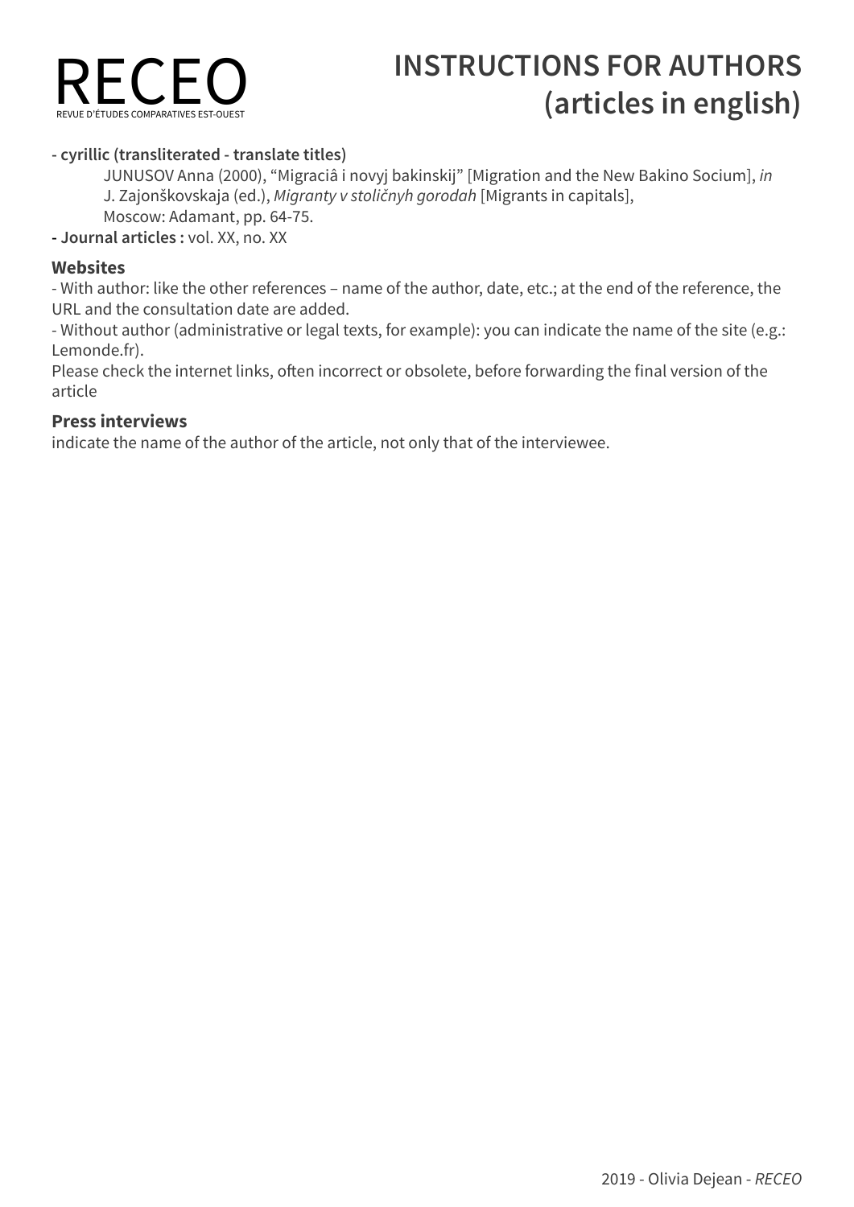- **cyrillic (transliterated - translate titles)**

  JUNUSOV Anna (2000), “Migraciâ i novyj bakinskij” [Migration and the New Bakino Socium], *in* J. Zajonškovskaja (ed.), *Migranty v stoličnyh gorodah* [Migrants in capitals], Moscow: Adamant, pp. 64-75.

- **Journal articles :** vol. XX, no. XX

### Websites

- With author: like the other references – name of the author, date, etc.; at the end of the reference, the URL and the consultation date are added.
- Without author (administrative or legal texts, for example): you can indicate the name of the site (e.g.: Lemonde.fr).

Please check the internet links, often incorrect or obsolete, before forwarding the final version of the article

### Press interviews

indicate the name of the author of the article, not only that of the interviewee.